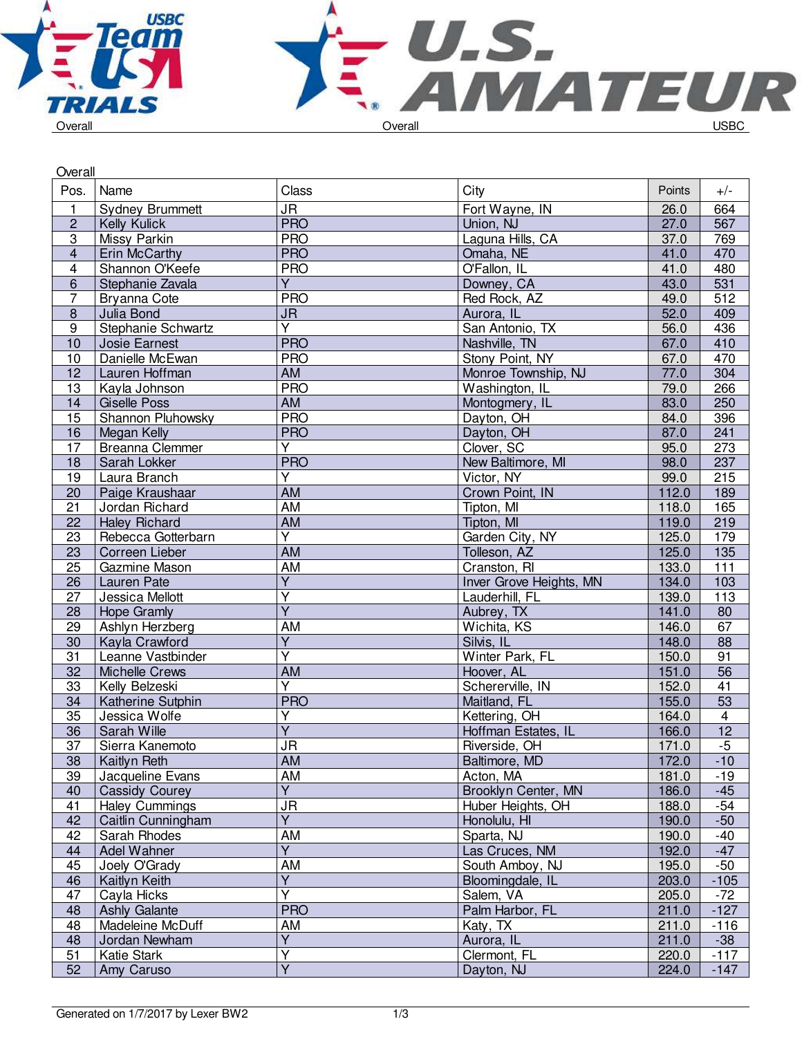Overall | Overall | USBC

## Overall

| Pos. | Name | Class | City | Points | +/- |
|---|---|---|---|---|---|
| 1 | Sydney Brummett | JR | Fort Wayne, IN | 26.0 | 664 |
| 2 | Kelly Kulick | PRO | Union, NJ | 27.0 | 567 |
| 3 | Missy Parkin | PRO | Laguna Hills, CA | 37.0 | 769 |
| 4 | Erin McCarthy | PRO | Omaha, NE | 41.0 | 470 |
| 4 | Shannon O'Keefe | PRO | O'Fallon, IL | 41.0 | 480 |
| 6 | Stephanie Zavala | Y | Downey, CA | 43.0 | 531 |
| 7 | Bryanna Cote | PRO | Red Rock, AZ | 49.0 | 512 |
| 8 | Julia Bond | JR | Aurora, IL | 52.0 | 409 |
| 9 | Stephanie Schwartz | Y | San Antonio, TX | 56.0 | 436 |
| 10 | Josie Earnest | PRO | Nashville, TN | 67.0 | 410 |
| 10 | Danielle McEwan | PRO | Stony Point, NY | 67.0 | 470 |
| 12 | Lauren Hoffman | AM | Monroe Township, NJ | 77.0 | 304 |
| 13 | Kayla Johnson | PRO | Washington, IL | 79.0 | 266 |
| 14 | Giselle Poss | AM | Montogmery, IL | 83.0 | 250 |
| 15 | Shannon Pluhowsky | PRO | Dayton, OH | 84.0 | 396 |
| 16 | Megan Kelly | PRO | Dayton, OH | 87.0 | 241 |
| 17 | Breanna Clemmer | Y | Clover, SC | 95.0 | 273 |
| 18 | Sarah Lokker | PRO | New Baltimore, MI | 98.0 | 237 |
| 19 | Laura Branch | Y | Victor, NY | 99.0 | 215 |
| 20 | Paige Kraushaar | AM | Crown Point, IN | 112.0 | 189 |
| 21 | Jordan Richard | AM | Tipton, MI | 118.0 | 165 |
| 22 | Haley Richard | AM | Tipton, MI | 119.0 | 219 |
| 23 | Rebecca Gotterbarn | Y | Garden City, NY | 125.0 | 179 |
| 23 | Correen Lieber | AM | Tolleson, AZ | 125.0 | 135 |
| 25 | Gazmine Mason | AM | Cranston, RI | 133.0 | 111 |
| 26 | Lauren Pate | Y | Inver Grove Heights, MN | 134.0 | 103 |
| 27 | Jessica Mellott | Y | Lauderhill, FL | 139.0 | 113 |
| 28 | Hope Gramly | Y | Aubrey, TX | 141.0 | 80 |
| 29 | Ashlyn Herzberg | AM | Wichita, KS | 146.0 | 67 |
| 30 | Kayla Crawford | Y | Silvis, IL | 148.0 | 88 |
| 31 | Leanne Vastbinder | Y | Winter Park, FL | 150.0 | 91 |
| 32 | Michelle Crews | AM | Hoover, AL | 151.0 | 56 |
| 33 | Kelly Belzeski | Y | Schererville, IN | 152.0 | 41 |
| 34 | Katherine Sutphin | PRO | Maitland, FL | 155.0 | 53 |
| 35 | Jessica Wolfe | Y | Kettering, OH | 164.0 | 4 |
| 36 | Sarah Wille | Y | Hoffman Estates, IL | 166.0 | 12 |
| 37 | Sierra Kanemoto | JR | Riverside, OH | 171.0 | -5 |
| 38 | Kaitlyn Reth | AM | Baltimore, MD | 172.0 | -10 |
| 39 | Jacqueline Evans | AM | Acton, MA | 181.0 | -19 |
| 40 | Cassidy Courey | Y | Brooklyn Center, MN | 186.0 | -45 |
| 41 | Haley Cummings | JR | Huber Heights, OH | 188.0 | -54 |
| 42 | Caitlin Cunningham | Y | Honolulu, HI | 190.0 | -50 |
| 42 | Sarah Rhodes | AM | Sparta, NJ | 190.0 | -40 |
| 44 | Adel Wahner | Y | Las Cruces, NM | 192.0 | -47 |
| 45 | Joely O'Grady | AM | South Amboy, NJ | 195.0 | -50 |
| 46 | Kaitlyn Keith | Y | Bloomingdale, IL | 203.0 | -105 |
| 47 | Cayla Hicks | Y | Salem, VA | 205.0 | -72 |
| 48 | Ashly Galante | PRO | Palm Harbor, FL | 211.0 | -127 |
| 48 | Madeleine McDuff | AM | Katy, TX | 211.0 | -116 |
| 48 | Jordan Newham | Y | Aurora, IL | 211.0 | -38 |
| 51 | Katie Stark | Y | Clermont, FL | 220.0 | -117 |
| 52 | Amy Caruso | Y | Dayton, NJ | 224.0 | -147 |

Generated on 1/7/2017 by Lexer BW2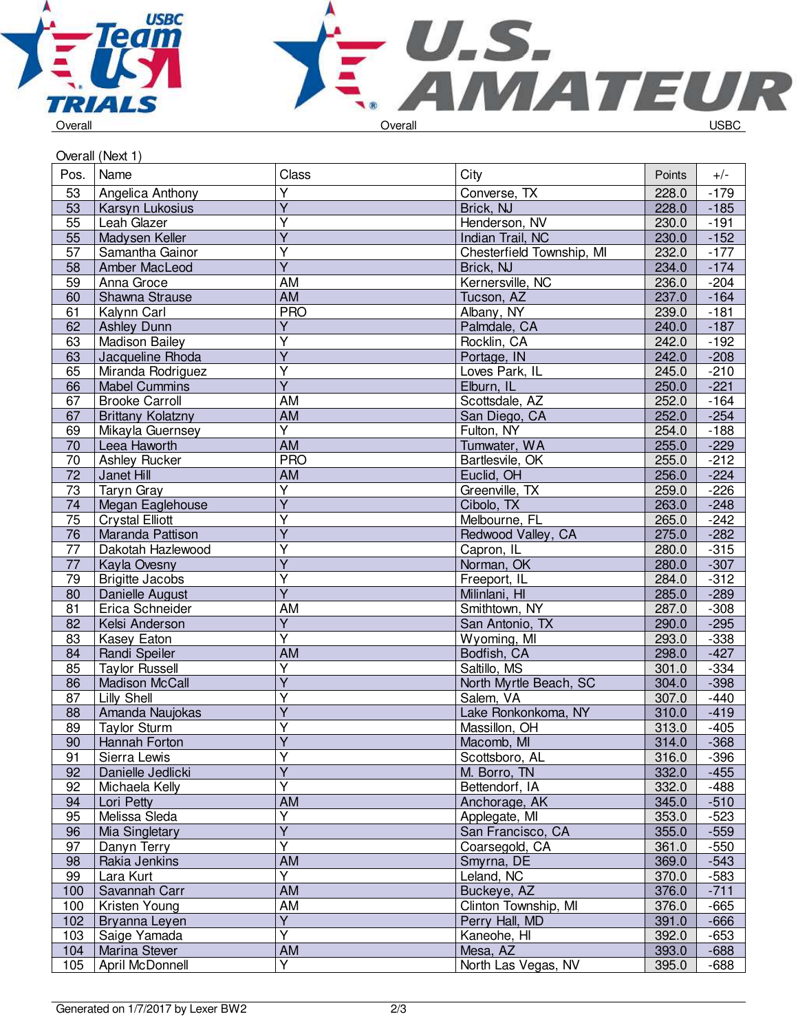Overall (Next 1)

| Pos. | Name | Class | City | Points | +/- |
|---|---|---|---|---|---|
| 53 | Angelica Anthony | Y | Converse, TX | 228.0 | -179 |
| 53 | Karsyn Lukosius | Y | Brick, NJ | 228.0 | -185 |
| 55 | Leah Glazer | Y | Henderson, NV | 230.0 | -191 |
| 55 | Madysen Keller | Y | Indian Trail, NC | 230.0 | -152 |
| 57 | Samantha Gainor | Y | Chesterfield Township, MI | 232.0 | -177 |
| 58 | Amber MacLeod | Y | Brick, NJ | 234.0 | -174 |
| 59 | Anna Groce | AM | Kernersville, NC | 236.0 | -204 |
| 60 | Shawna Strause | AM | Tucson, AZ | 237.0 | -164 |
| 61 | Kalynn Carl | PRO | Albany, NY | 239.0 | -181 |
| 62 | Ashley Dunn | Y | Palmdale, CA | 240.0 | -187 |
| 63 | Madison Bailey | Y | Rocklin, CA | 242.0 | -192 |
| 63 | Jacqueline Rhoda | Y | Portage, IN | 242.0 | -208 |
| 65 | Miranda Rodriguez | Y | Loves Park, IL | 245.0 | -210 |
| 66 | Mabel Cummins | Y | Elburn, IL | 250.0 | -221 |
| 67 | Brooke Carroll | AM | Scottsdale, AZ | 252.0 | -164 |
| 67 | Brittany Kolatzny | AM | San Diego, CA | 252.0 | -254 |
| 69 | Mikayla Guernsey | Y | Fulton, NY | 254.0 | -188 |
| 70 | Leea Haworth | AM | Tumwater, WA | 255.0 | -229 |
| 70 | Ashley Rucker | PRO | Bartlesvile, OK | 255.0 | -212 |
| 72 | Janet Hill | AM | Euclid, OH | 256.0 | -224 |
| 73 | Taryn Gray | Y | Greenville, TX | 259.0 | -226 |
| 74 | Megan Eaglehouse | Y | Cibolo, TX | 263.0 | -248 |
| 75 | Crystal Elliott | Y | Melbourne, FL | 265.0 | -242 |
| 76 | Maranda Pattison | Y | Redwood Valley, CA | 275.0 | -282 |
| 77 | Dakotah Hazlewood | Y | Capron, IL | 280.0 | -315 |
| 77 | Kayla Ovesny | Y | Norman, OK | 280.0 | -307 |
| 79 | Brigitte Jacobs | Y | Freeport, IL | 284.0 | -312 |
| 80 | Danielle August | Y | Milinlani, HI | 285.0 | -289 |
| 81 | Erica Schneider | AM | Smithtown, NY | 287.0 | -308 |
| 82 | Kelsi Anderson | Y | San Antonio, TX | 290.0 | -295 |
| 83 | Kasey Eaton | Y | Wyoming, MI | 293.0 | -338 |
| 84 | Randi Speiler | AM | Bodfish, CA | 298.0 | -427 |
| 85 | Taylor Russell | Y | Saltillo, MS | 301.0 | -334 |
| 86 | Madison McCall | Y | North Myrtle Beach, SC | 304.0 | -398 |
| 87 | Lilly Shell | Y | Salem, VA | 307.0 | -440 |
| 88 | Amanda Naujokas | Y | Lake Ronkonkoma, NY | 310.0 | -419 |
| 89 | Taylor Sturm | Y | Massillon, OH | 313.0 | -405 |
| 90 | Hannah Forton | Y | Macomb, MI | 314.0 | -368 |
| 91 | Sierra Lewis | Y | Scottsboro, AL | 316.0 | -396 |
| 92 | Danielle Jedlicki | Y | M. Borro, TN | 332.0 | -455 |
| 92 | Michaela Kelly | Y | Bettendorf, IA | 332.0 | -488 |
| 94 | Lori Petty | AM | Anchorage, AK | 345.0 | -510 |
| 95 | Melissa Sleda | Y | Applegate, MI | 353.0 | -523 |
| 96 | Mia Singletary | Y | San Francisco, CA | 355.0 | -559 |
| 97 | Danyn Terry | Y | Coarsegold, CA | 361.0 | -550 |
| 98 | Rakia Jenkins | AM | Smyrna, DE | 369.0 | -543 |
| 99 | Lara Kurt | Y | Leland, NC | 370.0 | -583 |
| 100 | Savannah Carr | AM | Buckeye, AZ | 376.0 | -711 |
| 100 | Kristen Young | AM | Clinton Township, MI | 376.0 | -665 |
| 102 | Bryanna Leyen | Y | Perry Hall, MD | 391.0 | -666 |
| 103 | Saige Yamada | Y | Kaneohe, HI | 392.0 | -653 |
| 104 | Marina Stever | AM | Mesa, AZ | 393.0 | -688 |
| 105 | April McDonnell | Y | North Las Vegas, NV | 395.0 | -688 |

Generated on 1/7/2017 by Lexer BW2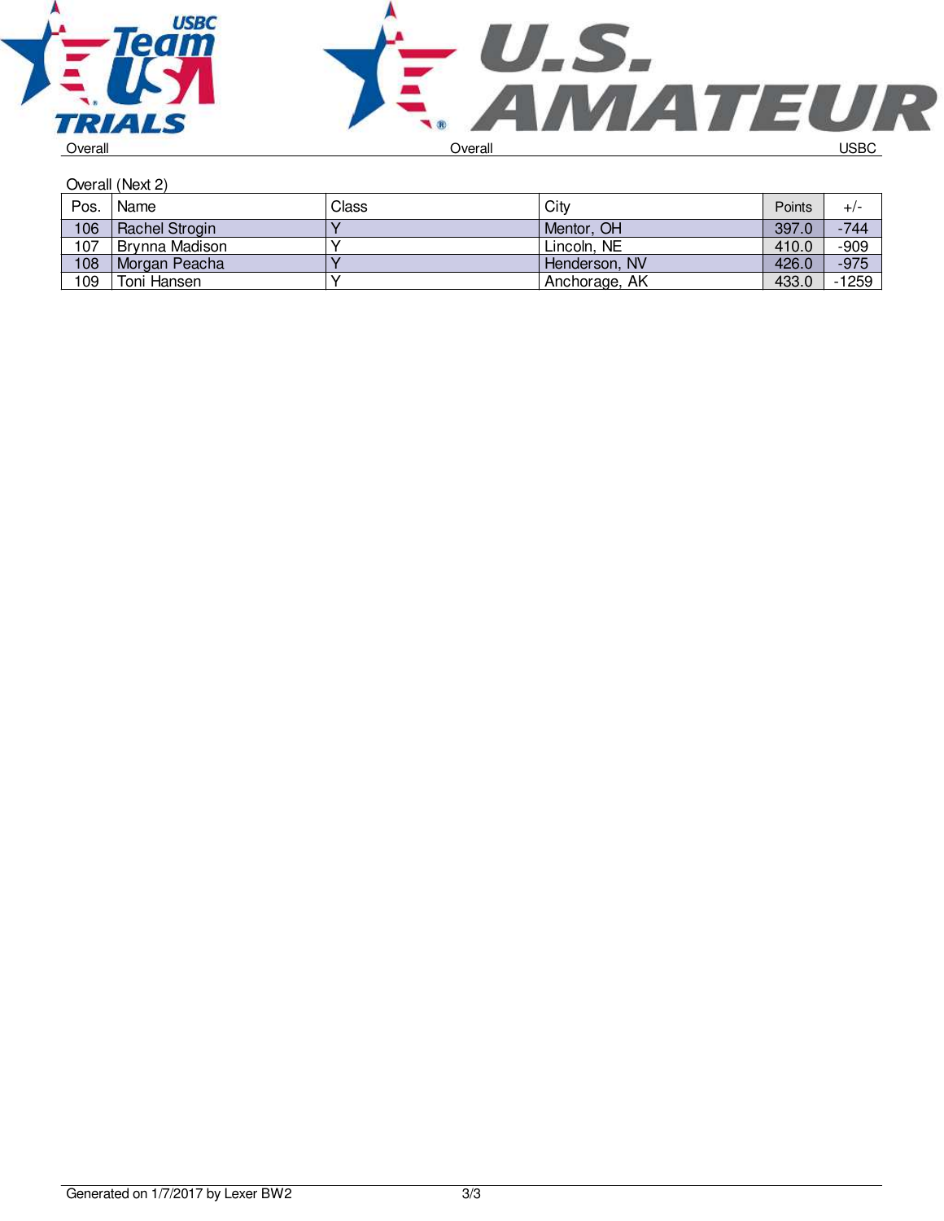Overall (Next 2)

| Pos. | Name | Class | City | Points | +/- |
|---|---|---|---|---|---|
| 106 | Rachel Strogin | Y | Mentor, OH | 397.0 | -744 |
| 107 | Brynna Madison | Y | Lincoln, NE | 410.0 | -909 |
| 108 | Morgan Peacha | Y | Henderson, NV | 426.0 | -975 |
| 109 | Toni Hansen | Y | Anchorage, AK | 433.0 | -1259 |

Generated on 1/7/2017 by Lexer BW2